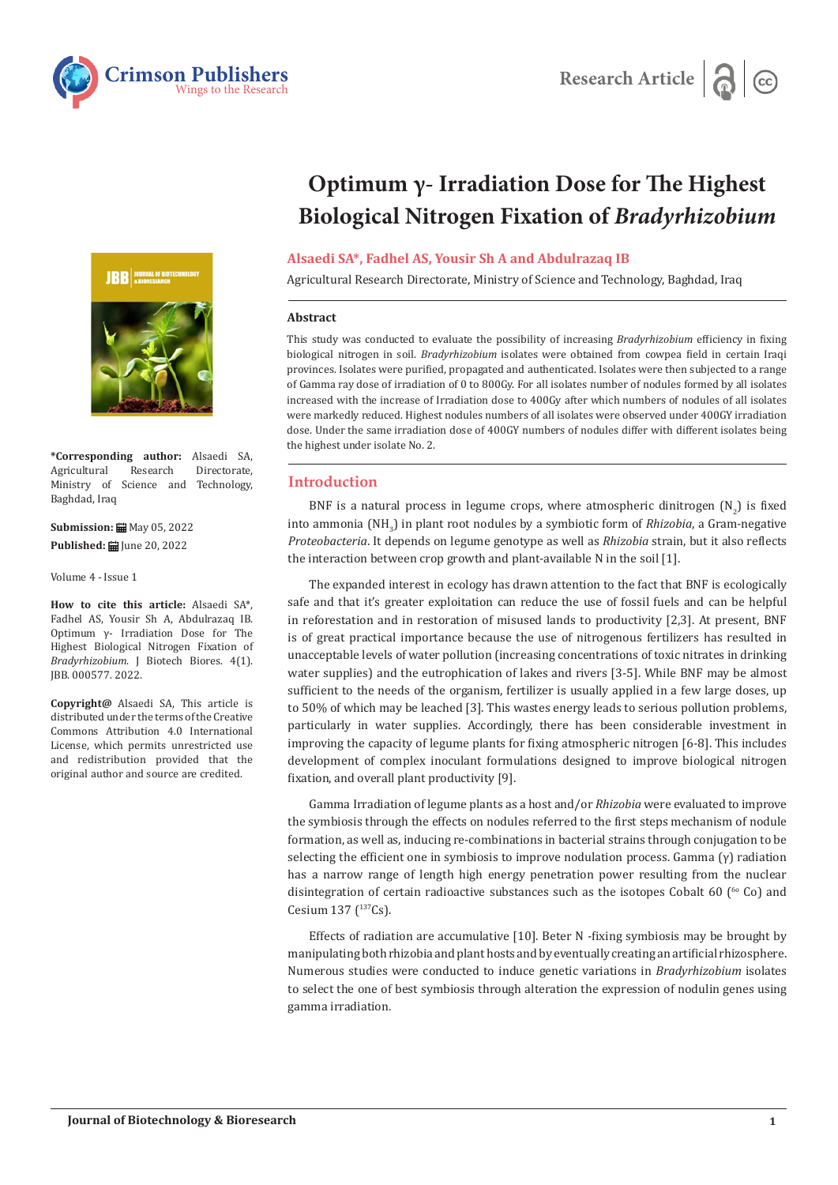Research Article

# Optimum γ- Irradiation Dose for The Highest Biological Nitrogen Fixation of *Bradyrhizobium*

**Alsaedi SA\*, Fadhel AS, Yousir Sh A and Abdulrazaq IB**

Agricultural Research Directorate, Ministry of Science and Technology, Baghdad, Iraq

**\*Corresponding author:** Alsaedi SA, Agricultural Research Directorate, Ministry of Science and Technology, Baghdad, Iraq

**Submission:** May 05, 2022

**Published:** June 20, 2022

Volume 4 - Issue 1

**How to cite this article:** Alsaedi SA\*, Fadhel AS, Yousir Sh A, Abdulrazaq IB. Optimum γ- Irradiation Dose for The Highest Biological Nitrogen Fixation of *Bradyrhizobium*. J Biotech Biores. 4(1). JBB. 000577. 2022.

**Copyright@** Alsaedi SA, This article is distributed under the terms of the Creative Commons Attribution 4.0 International License, which permits unrestricted use and redistribution provided that the original author and source are credited.

### Abstract

This study was conducted to evaluate the possibility of increasing *Bradyrhizobium* efficiency in fixing biological nitrogen in soil. *Bradyrhizobium* isolates were obtained from cowpea field in certain Iraqi provinces. Isolates were purified, propagated and authenticated. Isolates were then subjected to a range of Gamma ray dose of irradiation of 0 to 800Gy. For all isolates number of nodules formed by all isolates increased with the increase of Irradiation dose to 400Gy after which numbers of nodules of all isolates were markedly reduced. Highest nodules numbers of all isolates were observed under 400GY irradiation dose. Under the same irradiation dose of 400GY numbers of nodules differ with different isolates being the highest under isolate No. 2.

## Introduction

BNF is a natural process in legume crops, where atmospheric dinitrogen ($N_2$) is fixed into ammonia ($NH_3$) in plant root nodules by a symbiotic form of *Rhizobia*, a Gram-negative *Proteobacteria*. It depends on legume genotype as well as *Rhizobia* strain, but it also reflects the interaction between crop growth and plant-available N in the soil [1].

The expanded interest in ecology has drawn attention to the fact that BNF is ecologically safe and that it's greater exploitation can reduce the use of fossil fuels and can be helpful in reforestation and in restoration of misused lands to productivity [2,3]. At present, BNF is of great practical importance because the use of nitrogenous fertilizers has resulted in unacceptable levels of water pollution (increasing concentrations of toxic nitrates in drinking water supplies) and the eutrophication of lakes and rivers [3-5]. While BNF may be almost sufficient to the needs of the organism, fertilizer is usually applied in a few large doses, up to 50% of which may be leached [3]. This wastes energy leads to serious pollution problems, particularly in water supplies. Accordingly, there has been considerable investment in improving the capacity of legume plants for fixing atmospheric nitrogen [6-8]. This includes development of complex inoculant formulations designed to improve biological nitrogen fixation, and overall plant productivity [9].

Gamma Irradiation of legume plants as a host and/or *Rhizobia* were evaluated to improve the symbiosis through the effects on nodules referred to the first steps mechanism of nodule formation, as well as, inducing re-combinations in bacterial strains through conjugation to be selecting the efficient one in symbiosis to improve nodulation process. Gamma (γ) radiation has a narrow range of length high energy penetration power resulting from the nuclear disintegration of certain radioactive substances such as the isotopes Cobalt 60 ($^{60}$Co) and Cesium 137 ($^{137}$Cs).

Effects of radiation are accumulative [10]. Beter N -fixing symbiosis may be brought by manipulating both rhizobia and plant hosts and by eventually creating an artificial rhizosphere. Numerous studies were conducted to induce genetic variations in *Bradyrhizobium* isolates to select the one of best symbiosis through alteration the expression of nodulin genes using gamma irradiation.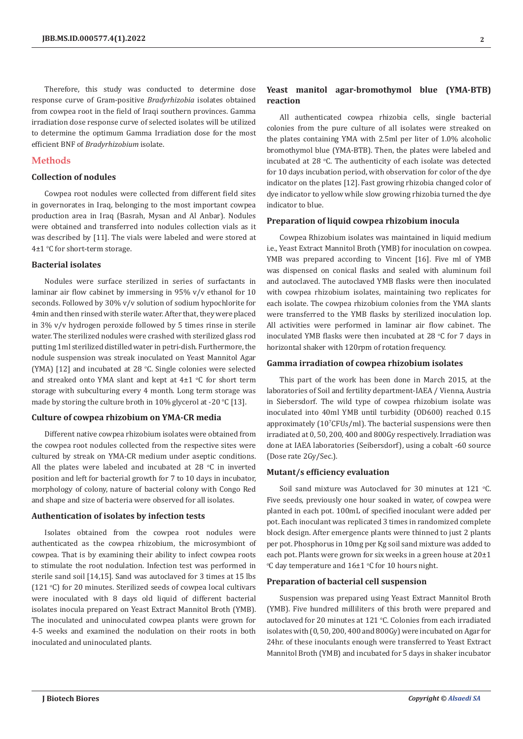Therefore, this study was conducted to determine dose response curve of Gram-positive *Bradyrhizobia* isolates obtained from cowpea root in the field of Iraqi southern provinces. Gamma irradiation dose response curve of selected isolates will be utilized to determine the optimum Gamma Irradiation dose for the most efficient BNF of *Bradyrhizobium* isolate.

## Methods

### Collection of nodules

Cowpea root nodules were collected from different field sites in governorates in Iraq, belonging to the most important cowpea production area in Iraq (Basrah, Mysan and Al Anbar). Nodules were obtained and transferred into nodules collection vials as it was described by [11]. The vials were labeled and were stored at 4±1 °C for short-term storage.

### Bacterial isolates

Nodules were surface sterilized in series of surfactants in laminar air flow cabinet by immersing in 95% v/v ethanol for 10 seconds. Followed by 30% v/v solution of sodium hypochlorite for 4min and then rinsed with sterile water. After that, they were placed in 3% v/v hydrogen peroxide followed by 5 times rinse in sterile water. The sterilized nodules were crashed with sterilized glass rod putting 1ml sterilized distilled water in petri-dish. Furthermore, the nodule suspension was streak inoculated on Yeast Mannitol Agar (YMA) [12] and incubated at 28 °C. Single colonies were selected and streaked onto YMA slant and kept at 4±1 °C for short term storage with subculturing every 4 month. Long term storage was made by storing the culture broth in 10% glycerol at -20 °C [13].

### Culture of cowpea rhizobium on YMA-CR media

Different native cowpea rhizobium isolates were obtained from the cowpea root nodules collected from the respective sites were cultured by streak on YMA-CR medium under aseptic conditions. All the plates were labeled and incubated at 28 °C in inverted position and left for bacterial growth for 7 to 10 days in incubator, morphology of colony, nature of bacterial colony with Congo Red and shape and size of bacteria were observed for all isolates.

### Authentication of isolates by infection tests

Isolates obtained from the cowpea root nodules were authenticated as the cowpea rhizobium, the microsymbiont of cowpea. That is by examining their ability to infect cowpea roots to stimulate the root nodulation. Infection test was performed in sterile sand soil [14,15]. Sand was autoclaved for 3 times at 15 lbs (121 °C) for 20 minutes. Sterilized seeds of cowpea local cultivars were inoculated with 8 days old liquid of different bacterial isolates inocula prepared on Yeast Extract Mannitol Broth (YMB). The inoculated and uninoculated cowpea plants were grown for 4-5 weeks and examined the nodulation on their roots in both inoculated and uninoculated plants.

### Yeast manitol agar-bromothymol blue (YMA-BTB) reaction

All authenticated cowpea rhizobia cells, single bacterial colonies from the pure culture of all isolates were streaked on the plates containing YMA with 2.5ml per liter of 1.0% alcoholic bromothymol blue (YMA-BTB). Then, the plates were labeled and incubated at 28 °C. The authenticity of each isolate was detected for 10 days incubation period, with observation for color of the dye indicator on the plates [12]. Fast growing rhizobia changed color of dye indicator to yellow while slow growing rhizobia turned the dye indicator to blue.

### Preparation of liquid cowpea rhizobium inocula

Cowpea Rhizobium isolates was maintained in liquid medium i.e., Yeast Extract Mannitol Broth (YMB) for inoculation on cowpea. YMB was prepared according to Vincent [16]. Five ml of YMB was dispensed on conical flasks and sealed with aluminum foil and autoclaved. The autoclaved YMB flasks were then inoculated with cowpea rhizobium isolates, maintaining two replicates for each isolate. The cowpea rhizobium colonies from the YMA slants were transferred to the YMB flasks by sterilized inoculation lop. All activities were performed in laminar air flow cabinet. The inoculated YMB flasks were then incubated at 28 °C for 7 days in horizontal shaker with 120rpm of rotation frequency.

### Gamma irradiation of cowpea rhizobium isolates

This part of the work has been done in March 2015, at the laboratories of Soil and fertility department-IAEA / Vienna, Austria in Siebersdorf. The wild type of cowpea rhizobium isolate was inoculated into 40ml YMB until turbidity (OD600) reached 0.15 approximately ($10^7$CFUs/ml). The bacterial suspensions were then irradiated at 0, 50, 200, 400 and 800Gy respectively. Irradiation was done at IAEA laboratories (Seibersdorf), using a cobalt -60 source (Dose rate 2Gy/Sec.).

### Mutant/s efficiency evaluation

Soil sand mixture was Autoclaved for 30 minutes at 121 °C. Five seeds, previously one hour soaked in water, of cowpea were planted in each pot. 100mL of specified inoculant were added per pot. Each inoculant was replicated 3 times in randomized complete block design. After emergence plants were thinned to just 2 plants per pot. Phosphorus in 10mg per Kg soil sand mixture was added to each pot. Plants were grown for six weeks in a green house at 20±1 °C day temperature and 16±1 °C for 10 hours night.

### Preparation of bacterial cell suspension

Suspension was prepared using Yeast Extract Mannitol Broth (YMB). Five hundred milliliters of this broth were prepared and autoclaved for 20 minutes at 121 °C. Colonies from each irradiated isolates with (0, 50, 200, 400 and 800Gy) were incubated on Agar for 24hr. of these inoculants enough were transferred to Yeast Extract Mannitol Broth (YMB) and incubated for 5 days in shaker incubator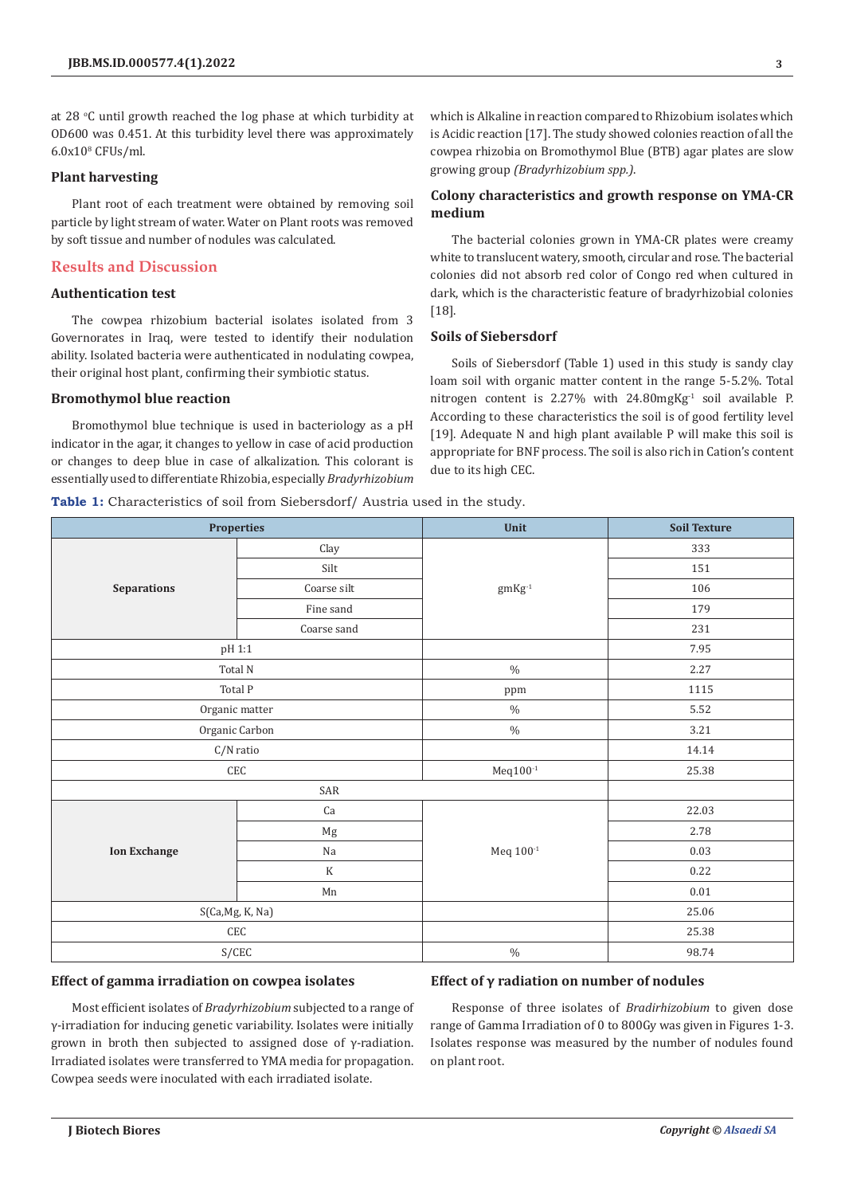at 28 °C until growth reached the log phase at which turbidity at OD600 was 0.451. At this turbidity level there was approximately $6.0x10^8$ CFUs/ml.

### Plant harvesting

Plant root of each treatment were obtained by removing soil particle by light stream of water. Water on Plant roots was removed by soft tissue and number of nodules was calculated.

## Results and Discussion

### Authentication test

The cowpea rhizobium bacterial isolates isolated from 3 Governorates in Iraq, were tested to identify their nodulation ability. Isolated bacteria were authenticated in nodulating cowpea, their original host plant, confirming their symbiotic status.

### Bromothymol blue reaction

Bromothymol blue technique is used in bacteriology as a pH indicator in the agar, it changes to yellow in case of acid production or changes to deep blue in case of alkalization. This colorant is essentially used to differentiate Rhizobia, especially *Bradyrhizobium* which is Alkaline in reaction compared to Rhizobium isolates which is Acidic reaction [17]. The study showed colonies reaction of all the cowpea rhizobia on Bromothymol Blue (BTB) agar plates are slow growing group *(Bradyrhizobium spp.)*.

### Colony characteristics and growth response on YMA-CR medium

The bacterial colonies grown in YMA-CR plates were creamy white to translucent watery, smooth, circular and rose. The bacterial colonies did not absorb red color of Congo red when cultured in dark, which is the characteristic feature of bradyrhizobial colonies [18].

### Soils of Siebersdorf

Soils of Siebersdorf (Table 1) used in this study is sandy clay loam soil with organic matter content in the range 5-5.2%. Total nitrogen content is 2.27% with 24.80mgKg$^{-1}$ soil available P. According to these characteristics the soil is of good fertility level [19]. Adequate N and high plant available P will make this soil is appropriate for BNF process. The soil is also rich in Cation's content due to its high CEC.

**Table 1:** Characteristics of soil from Siebersdorf/ Austria used in the study.

| Properties | | Unit | Soil Texture |
|---|---|---|---|
| Separations | Clay | gmKg$^{-1}$ | 333 |
| | Silt | | 151 |
| | Coarse silt | | 106 |
| | Fine sand | | 179 |
| | Coarse sand | | 231 |
| pH 1:1 | | | 7.95 |
| Total N | | % | 2.27 |
| Total P | | ppm | 1115 |
| Organic matter | | % | 5.52 |
| Organic Carbon | | % | 3.21 |
| C/N ratio | | | 14.14 |
| CEC | | Meq100$^{-1}$ | 25.38 |
| SAR | | | |
| Ion Exchange | Ca | Meq 100$^{-1}$ | 22.03 |
| | Mg | | 2.78 |
| | Na | | 0.03 |
| | K | | 0.22 |
| | Mn | | 0.01 |
| S(Ca,Mg, K, Na) | | | 25.06 |
| CEC | | | 25.38 |
| S/CEC | | % | 98.74 |

### Effect of gamma irradiation on cowpea isolates

Most efficient isolates of *Bradyrhizobium* subjected to a range of γ-irradiation for inducing genetic variability. Isolates were initially grown in broth then subjected to assigned dose of γ-radiation. Irradiated isolates were transferred to YMA media for propagation. Cowpea seeds were inoculated with each irradiated isolate.

### Effect of γ radiation on number of nodules

Response of three isolates of *Bradirhizobium* to given dose range of Gamma Irradiation of 0 to 800Gy was given in Figures 1-3. Isolates response was measured by the number of nodules found on plant root.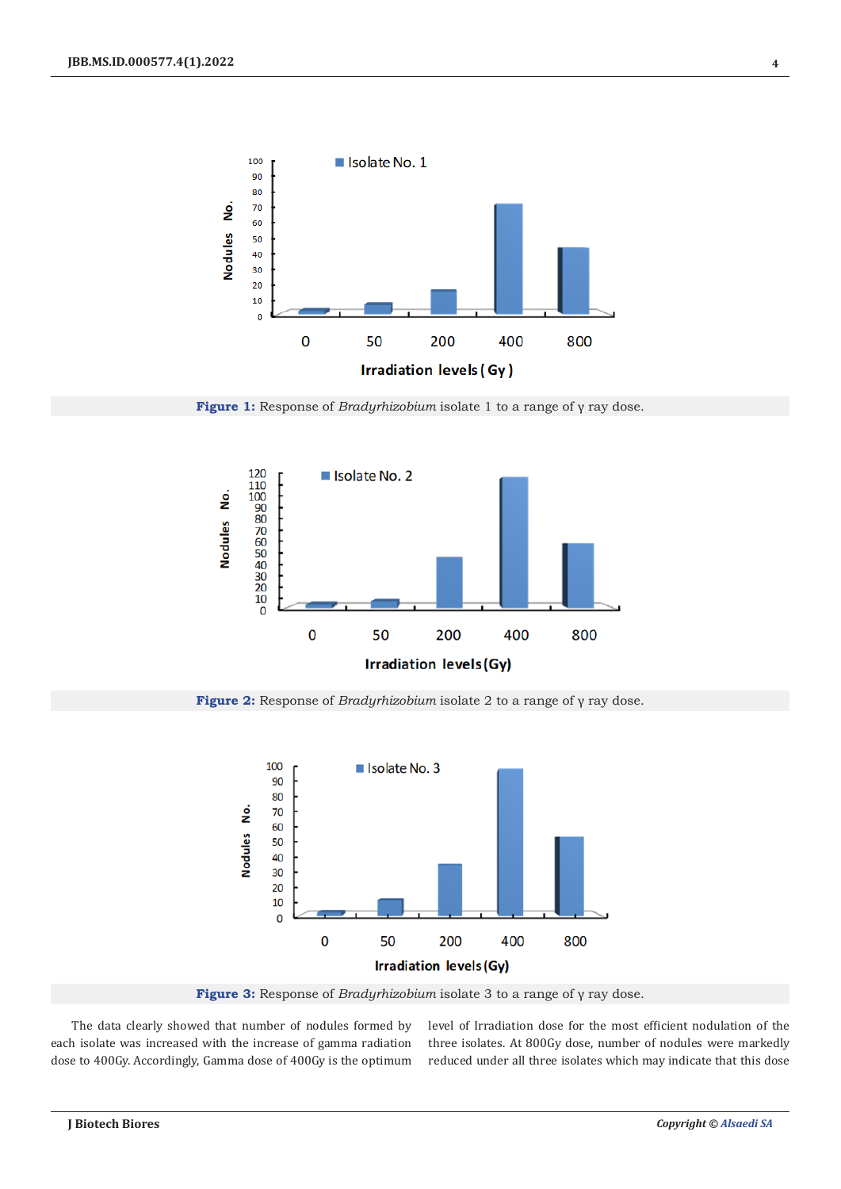**Figure 1:** Response of *Bradyrhizobium* isolate 1 to a range of γ ray dose.

**Figure 2:** Response of *Bradyrhizobium* isolate 2 to a range of γ ray dose.

**Figure 3:** Response of *Bradyrhizobium* isolate 3 to a range of γ ray dose.

The data clearly showed that number of nodules formed by each isolate was increased with the increase of gamma radiation dose to 400Gy. Accordingly, Gamma dose of 400Gy is the optimum level of Irradiation dose for the most efficient nodulation of the three isolates. At 800Gy dose, number of nodules were markedly reduced under all three isolates which may indicate that this dose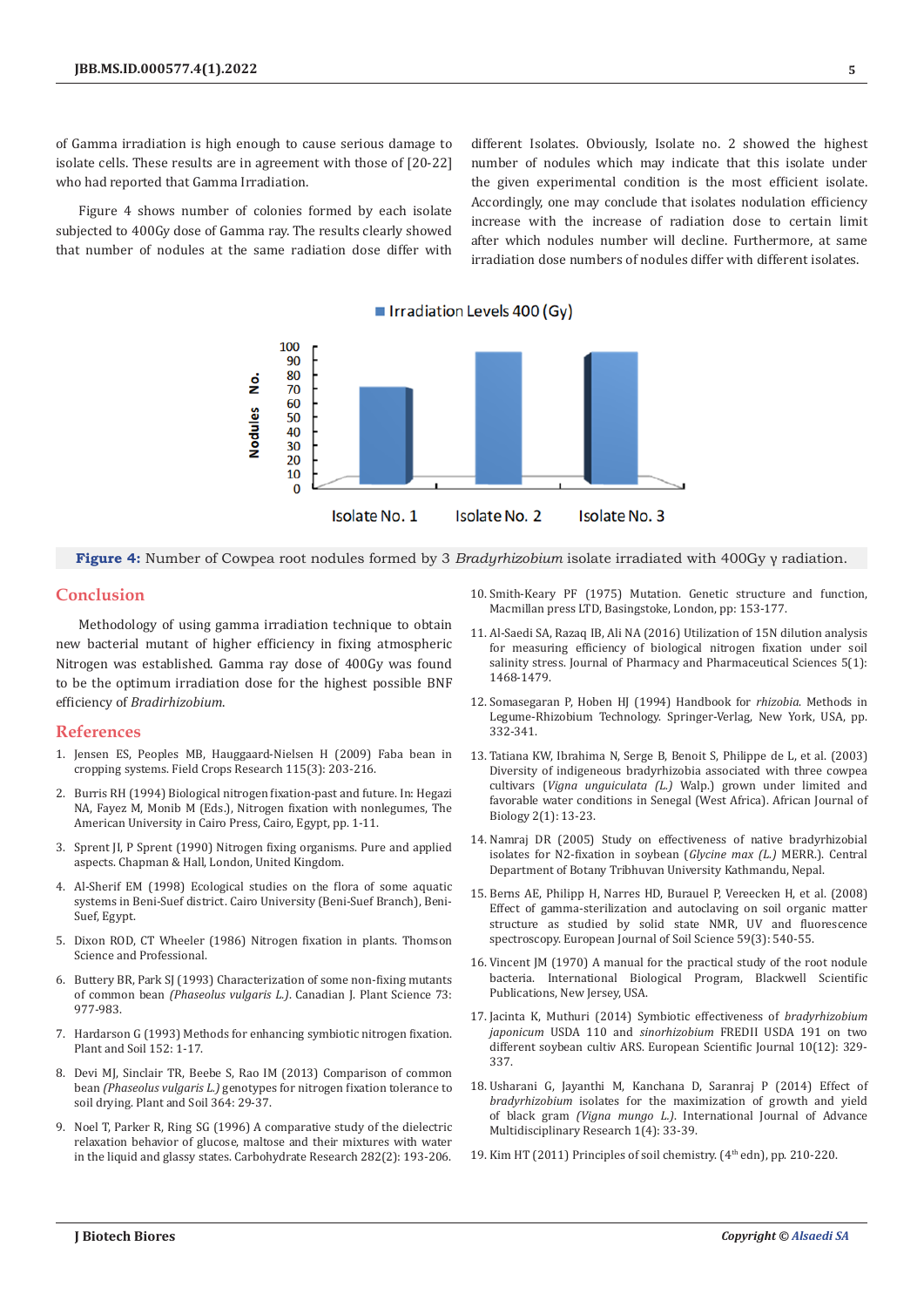of Gamma irradiation is high enough to cause serious damage to isolate cells. These results are in agreement with those of [20-22] who had reported that Gamma Irradiation.

Figure 4 shows number of colonies formed by each isolate subjected to 400Gy dose of Gamma ray. The results clearly showed that number of nodules at the same radiation dose differ with different Isolates. Obviously, Isolate no. 2 showed the highest number of nodules which may indicate that this isolate under the given experimental condition is the most efficient isolate. Accordingly, one may conclude that isolates nodulation efficiency increase with the increase of radiation dose to certain limit after which nodules number will decline. Furthermore, at same irradiation dose numbers of nodules differ with different isolates.

**Figure 4:** Number of Cowpea root nodules formed by 3 *Bradyrhizobium* isolate irradiated with 400Gy γ radiation.

## Conclusion

Methodology of using gamma irradiation technique to obtain new bacterial mutant of higher efficiency in fixing atmospheric Nitrogen was established. Gamma ray dose of 400Gy was found to be the optimum irradiation dose for the highest possible BNF efficiency of *Bradirhizobium*.

## References

1. Jensen ES, Peoples MB, Hauggaard-Nielsen H (2009) Faba bean in cropping systems. Field Crops Research 115(3): 203-216.
2. Burris RH (1994) Biological nitrogen fixation-past and future. In: Hegazi NA, Fayez M, Monib M (Eds.), Nitrogen fixation with nonlegumes, The American University in Cairo Press, Cairo, Egypt, pp. 1-11.
3. Sprent JI, P Sprent (1990) Nitrogen fixing organisms. Pure and applied aspects. Chapman & Hall, London, United Kingdom.
4. Al-Sherif EM (1998) Ecological studies on the flora of some aquatic systems in Beni-Suef district. Cairo University (Beni-Suef Branch), Beni-Suef, Egypt.
5. Dixon ROD, CT Wheeler (1986) Nitrogen fixation in plants. Thomson Science and Professional.
6. Buttery BR, Park SJ (1993) Characterization of some non-fixing mutants of common bean *(Phaseolus vulgaris L.)*. Canadian J. Plant Science 73: 977-983.
7. Hardarson G (1993) Methods for enhancing symbiotic nitrogen fixation. Plant and Soil 152: 1-17.
8. Devi MJ, Sinclair TR, Beebe S, Rao IM (2013) Comparison of common bean *(Phaseolus vulgaris L.)* genotypes for nitrogen fixation tolerance to soil drying. Plant and Soil 364: 29-37.
9. Noel T, Parker R, Ring SG (1996) A comparative study of the dielectric relaxation behavior of glucose, maltose and their mixtures with water in the liquid and glassy states. Carbohydrate Research 282(2): 193-206.
10. Smith-Keary PF (1975) Mutation. Genetic structure and function, Macmillan press LTD, Basingstoke, London, pp: 153-177.
11. Al-Saedi SA, Razaq IB, Ali NA (2016) Utilization of 15N dilution analysis for measuring efficiency of biological nitrogen fixation under soil salinity stress. Journal of Pharmacy and Pharmaceutical Sciences 5(1): 1468-1479.
12. Somasegaran P, Hoben HJ (1994) Handbook for *rhizobia.* Methods in Legume-Rhizobium Technology. Springer-Verlag, New York, USA, pp. 332-341.
13. Tatiana KW, Ibrahima N, Serge B, Benoit S, Philippe de L, et al. (2003) Diversity of indigeneous bradyrhizobia associated with three cowpea cultivars (*Vigna unguiculata (L.)* Walp.) grown under limited and favorable water conditions in Senegal (West Africa). African Journal of Biology 2(1): 13-23.
14. Namraj DR (2005) Study on effectiveness of native bradyrhizobial isolates for N2-fixation in soybean (*Glycine max (L.)* MERR.). Central Department of Botany Tribhuvan University Kathmandu, Nepal.
15. Berns AE, Philipp H, Narres HD, Burauel P, Vereecken H, et al. (2008) Effect of gamma-sterilization and autoclaving on soil organic matter structure as studied by solid state NMR, UV and fluorescence spectroscopy. European Journal of Soil Science 59(3): 540-55.
16. Vincent JM (1970) A manual for the practical study of the root nodule bacteria. International Biological Program, Blackwell Scientific Publications, New Jersey, USA.
17. Jacinta K, Muthuri (2014) Symbiotic effectiveness of *bradyrhizobium japonicum* USDA 110 and *sinorhizobium* FREDII USDA 191 on two different soybean cultiv ARS. European Scientific Journal 10(12): 329-337.
18. Usharani G, Jayanthi M, Kanchana D, Saranraj P (2014) Effect of *bradyrhizobium* isolates for the maximization of growth and yield of black gram *(Vigna mungo L.)*. International Journal of Advance Multidisciplinary Research 1(4): 33-39.
19. Kim HT (2011) Principles of soil chemistry. (4th edn), pp. 210-220.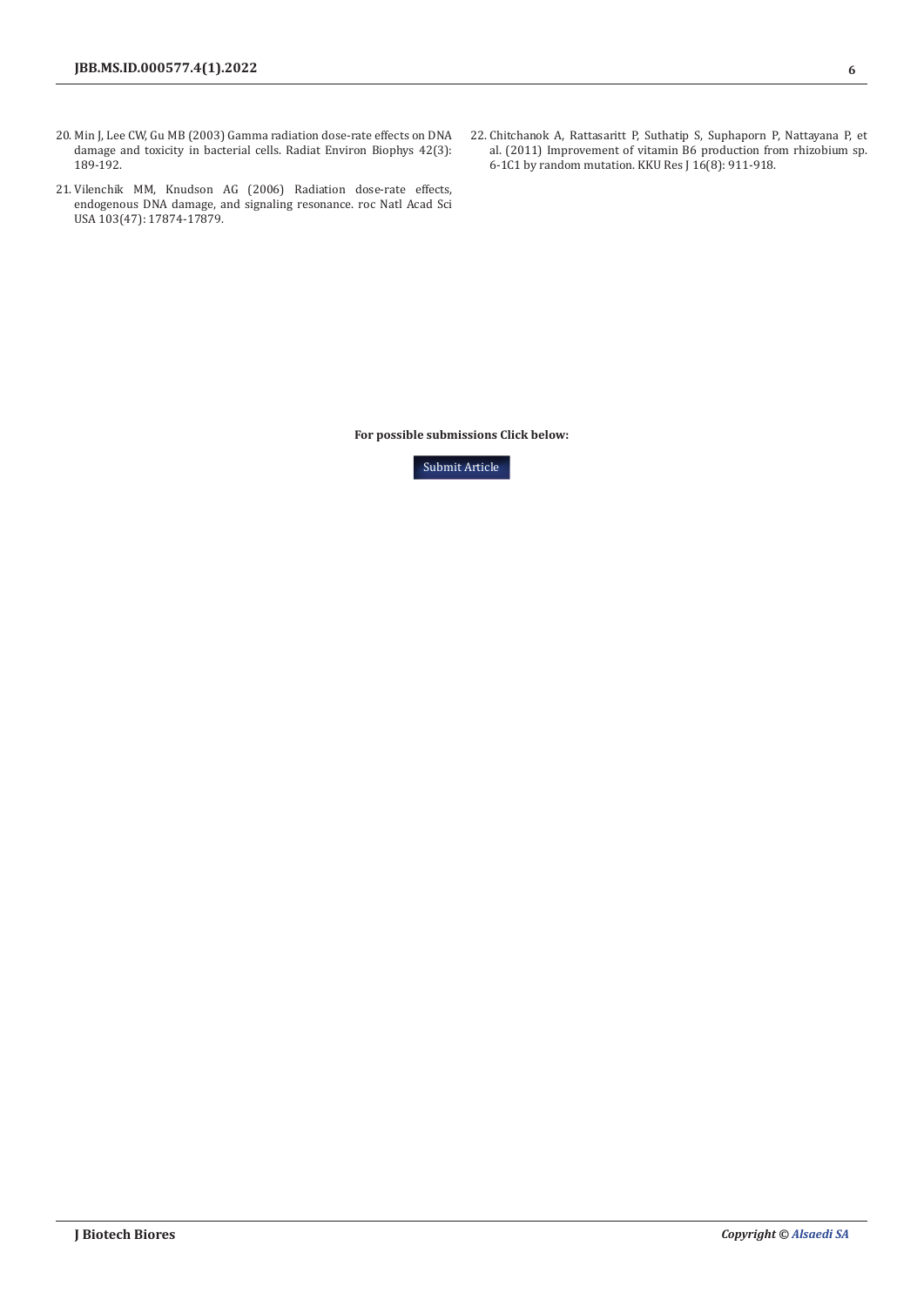20. Min J, Lee CW, Gu MB (2003) Gamma radiation dose-rate effects on DNA damage and toxicity in bacterial cells. Radiat Environ Biophys 42(3): 189-192.

21. Vilenchik MM, Knudson AG (2006) Radiation dose-rate effects, endogenous DNA damage, and signaling resonance. roc Natl Acad Sci USA 103(47): 17874-17879.

22. Chitchanok A, Rattasaritt P, Suthatip S, Suphaporn P, Nattayana P, et al. (2011) Improvement of vitamin B6 production from rhizobium sp. 6-1C1 by random mutation. KKU Res J 16(8): 911-918.

**For possible submissions Click below:**

Submit Article